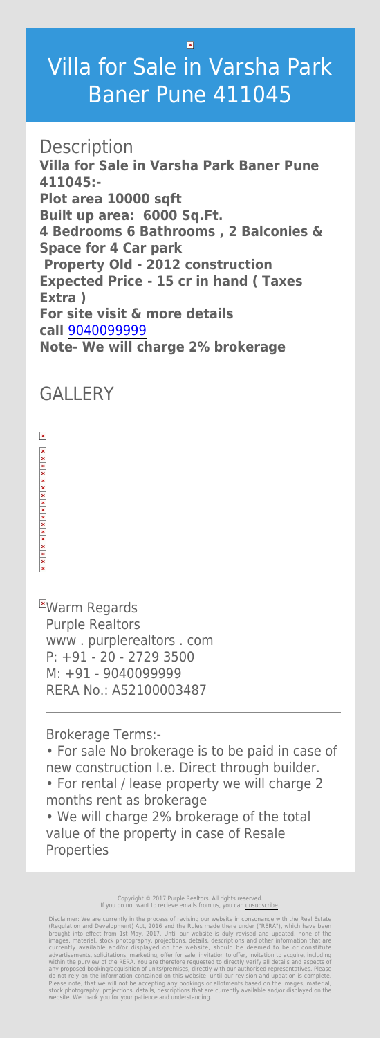# Villa for Sale in Varsha Park Baner Pune 411045

## Description

**Villa for Sale in Varsha Park Baner Pune 411045:-**
**Plot area 10000 sqft**
**Built up area: 6000 Sq.Ft.**
**4 Bedrooms 6 Bathrooms , 2 Balconies & Space for 4 Car park**
**Property Old - 2012 construction**
**Expected Price - 15 cr in hand ( Taxes Extra )**
**For site visit & more details call 9040099999**
**Note- We will charge 2% brokerage**

## GALLERY

Warm Regards
Purple Realtors
www . purplerealtors . com
P: +91 - 20 - 2729 3500
M: +91 - 9040099999
RERA No.: A52100003487

---

Brokerage Terms:-

- For sale No brokerage is to be paid in case of new construction I.e. Direct through builder.
- For rental / lease property we will charge 2 months rent as brokerage
- We will charge 2% brokerage of the total value of the property in case of Resale Properties

Copyright © 2017 Purple Realtors. All rights reserved.
If you do not want to recieve emails from us, you can unsubscribe.

Disclaimer: We are currently in the process of revising our website in consonance with the Real Estate (Regulation and Development) Act, 2016 and the Rules made there under ("RERA"), which have been brought into effect from 1st May, 2017. Until our website is duly revised and updated, none of the images, material, stock photography, projections, details, descriptions and other information that are currently available and/or displayed on the website, should be deemed to be or constitute advertisements, solicitations, marketing, offer for sale, invitation to offer, invitation to acquire, including within the purview of the RERA. You are therefore requested to directly verify all details and aspects of any proposed booking/acquisition of units/premises, directly with our authorised representatives. Please do not rely on the information contained on this website, until our revision and updation is complete. Please note, that we will not be accepting any bookings or allotments based on the images, material, stock photography, projections, details, descriptions that are currently available and/or displayed on the website. We thank you for your patience and understanding.